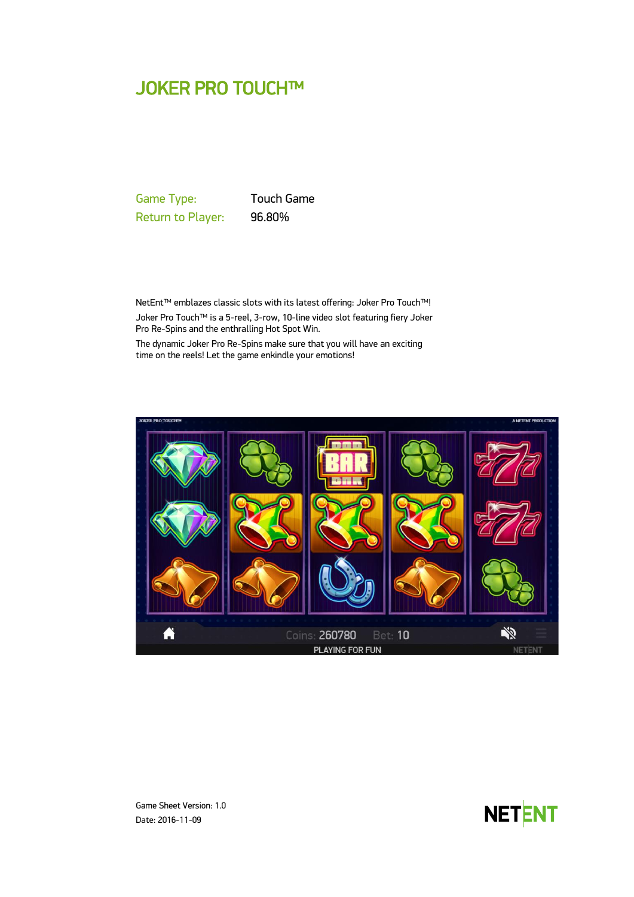# JOKER PRO TOUCH™

| | |
|---|---|
| Game Type: | Touch Game |
| Return to Player: | 96.80% |

NetEnt™ emblazes classic slots with its latest offering: Joker Pro Touch™!

Joker Pro Touch™ is a 5-reel, 3-row, 10-line video slot featuring fiery Joker Pro Re-Spins and the enthralling Hot Spot Win.

The dynamic Joker Pro Re-Spins make sure that you will have an exciting time on the reels! Let the game enkindle your emotions!

Game Sheet Version: 1.0

Date: 2016-11-09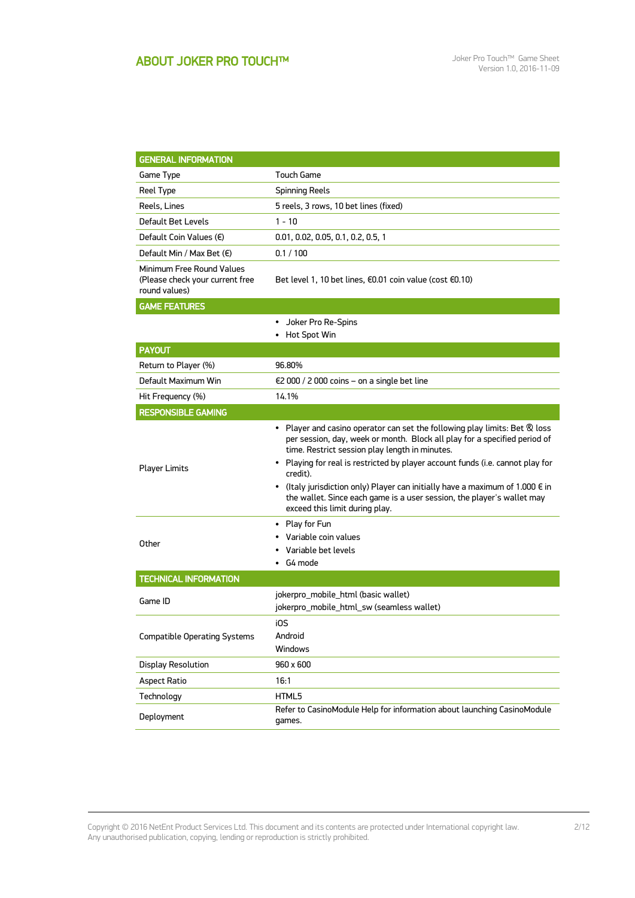## ABOUT JOKER PRO TOUCH™

| GENERAL INFORMATION | |
|---|---|
| Game Type | Touch Game |
| Reel Type | Spinning Reels |
| Reels, Lines | 5 reels, 3 rows, 10 bet lines (fixed) |
| Default Bet Levels | 1 - 10 |
| Default Coin Values (€) | 0.01, 0.02, 0.05, 0.1, 0.2, 0.5, 1 |
| Default Min / Max Bet (€) | 0.1 / 100 |
| Minimum Free Round Values (Please check your current free round values) | Bet level 1, 10 bet lines, €0.01 coin value (cost €0.10) |
| **GAME FEATURES** | |
| | • Joker Pro Re-Spins<br>• Hot Spot Win |
| **PAYOUT** | |
| Return to Player (%) | 96.80% |
| Default Maximum Win | €2 000 / 2 000 coins – on a single bet line |
| Hit Frequency (%) | 14.1% |
| **RESPONSIBLE GAMING** | |
| Player Limits | • Player and casino operator can set the following play limits: Bet & loss per session, day, week or month. Block all play for a specified period of time. Restrict session play length in minutes.<br>• Playing for real is restricted by player account funds (i.e. cannot play for credit).<br>• (Italy jurisdiction only) Player can initially have a maximum of 1.000 € in the wallet. Since each game is a user session, the player's wallet may exceed this limit during play. |
| Other | • Play for Fun<br>• Variable coin values<br>• Variable bet levels<br>• G4 mode |
| **TECHNICAL INFORMATION** | |
| Game ID | jokerpro_mobile_html (basic wallet)<br>jokerpro_mobile_html_sw (seamless wallet) |
| Compatible Operating Systems | iOS<br>Android<br>Windows |
| Display Resolution | 960 x 600 |
| Aspect Ratio | 16:1 |
| Technology | HTML5 |
| Deployment | Refer to CasinoModule Help for information about launching CasinoModule games. |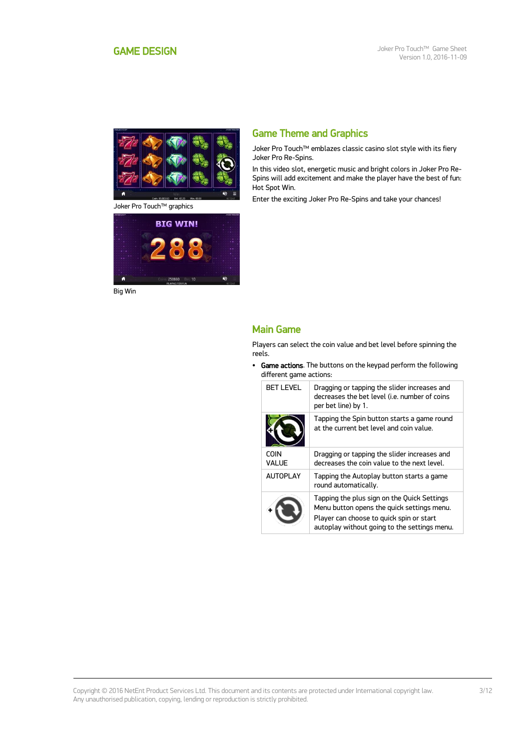# GAME DESIGN

Joker Pro Touch™ graphics

Big Win

## Game Theme and Graphics

Joker Pro Touch™ emblazes classic casino slot style with its fiery Joker Pro Re-Spins.

In this video slot, energetic music and bright colors in Joker Pro Re-Spins will add excitement and make the player have the best of fun: Hot Spot Win.

Enter the exciting Joker Pro Re-Spins and take your chances!

## Main Game

Players can select the coin value and bet level before spinning the reels.

- **Game actions**. The buttons on the keypad perform the following different game actions:

| | |
|---|---|
| BET LEVEL | Dragging or tapping the slider increases and decreases the bet level (i.e. number of coins per bet line) by 1. |
| | Tapping the Spin button starts a game round at the current bet level and coin value. |
| COIN VALUE | Dragging or tapping the slider increases and decreases the coin value to the next level. |
| AUTOPLAY | Tapping the Autoplay button starts a game round automatically. |
| | Tapping the plus sign on the Quick Settings Menu button opens the quick settings menu. Player can choose to quick spin or start autoplay without going to the settings menu. |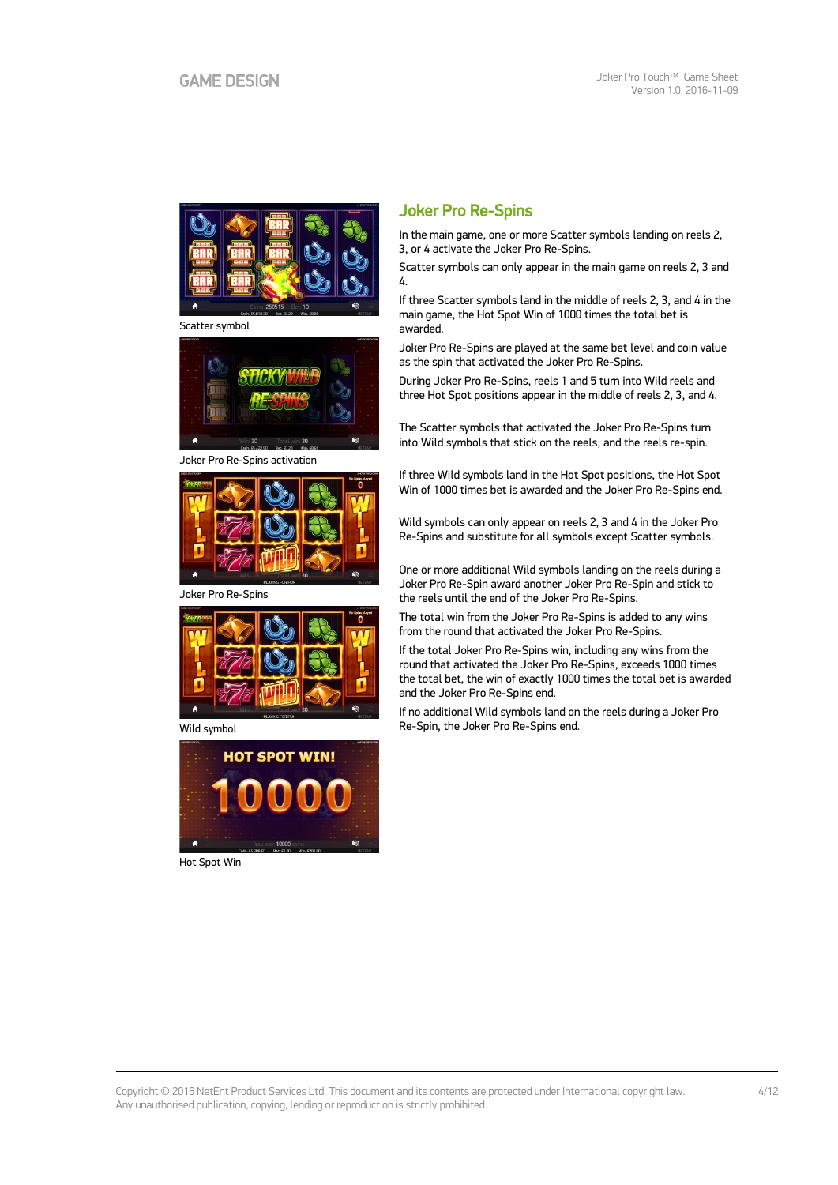Scatter symbol

Joker Pro Re-Spins activation

Joker Pro Re-Spins

Wild symbol

Hot Spot Win

## Joker Pro Re-Spins

In the main game, one or more Scatter symbols landing on reels 2, 3, or 4 activate the Joker Pro Re-Spins.

Scatter symbols can only appear in the main game on reels 2, 3 and 4.

If three Scatter symbols land in the middle of reels 2, 3, and 4 in the main game, the Hot Spot Win of 1000 times the total bet is awarded.

Joker Pro Re-Spins are played at the same bet level and coin value as the spin that activated the Joker Pro Re-Spins.

During Joker Pro Re-Spins, reels 1 and 5 turn into Wild reels and three Hot Spot positions appear in the middle of reels 2, 3, and 4.

The Scatter symbols that activated the Joker Pro Re-Spins turn into Wild symbols that stick on the reels, and the reels re-spin.

If three Wild symbols land in the Hot Spot positions, the Hot Spot Win of 1000 times bet is awarded and the Joker Pro Re-Spins end.

Wild symbols can only appear on reels 2, 3 and 4 in the Joker Pro Re-Spins and substitute for all symbols except Scatter symbols.

One or more additional Wild symbols landing on the reels during a Joker Pro Re-Spin award another Joker Pro Re-Spin and stick to the reels until the end of the Joker Pro Re-Spins.

The total win from the Joker Pro Re-Spins is added to any wins from the round that activated the Joker Pro Re-Spins.

If the total Joker Pro Re-Spins win, including any wins from the round that activated the Joker Pro Re-Spins, exceeds 1000 times the total bet, the win of exactly 1000 times the total bet is awarded and the Joker Pro Re-Spins end.

If no additional Wild symbols land on the reels during a Joker Pro Re-Spin, the Joker Pro Re-Spins end.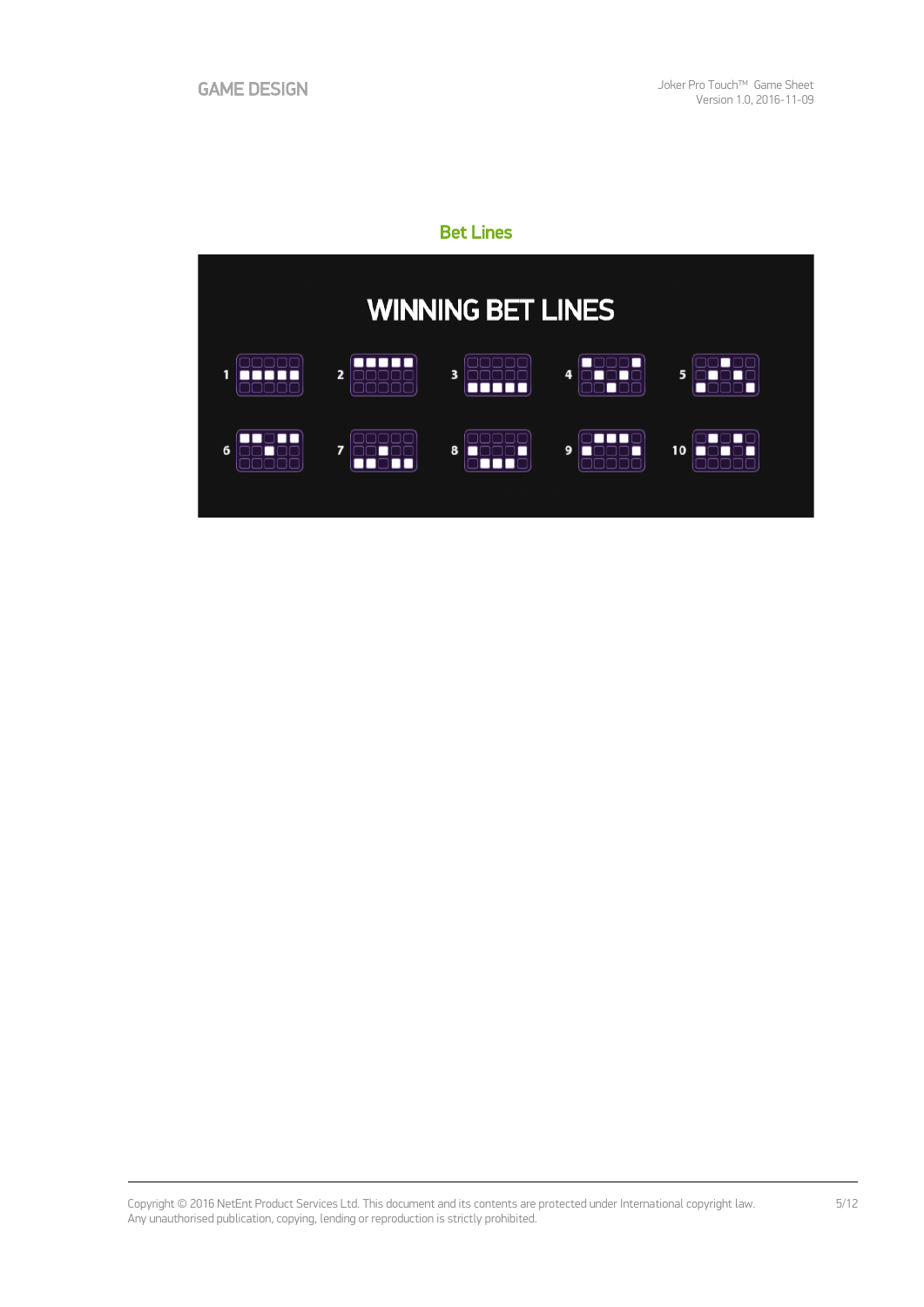## Bet Lines

WINNING BET LINES

1 2 3 4 5

6 7 8 9 10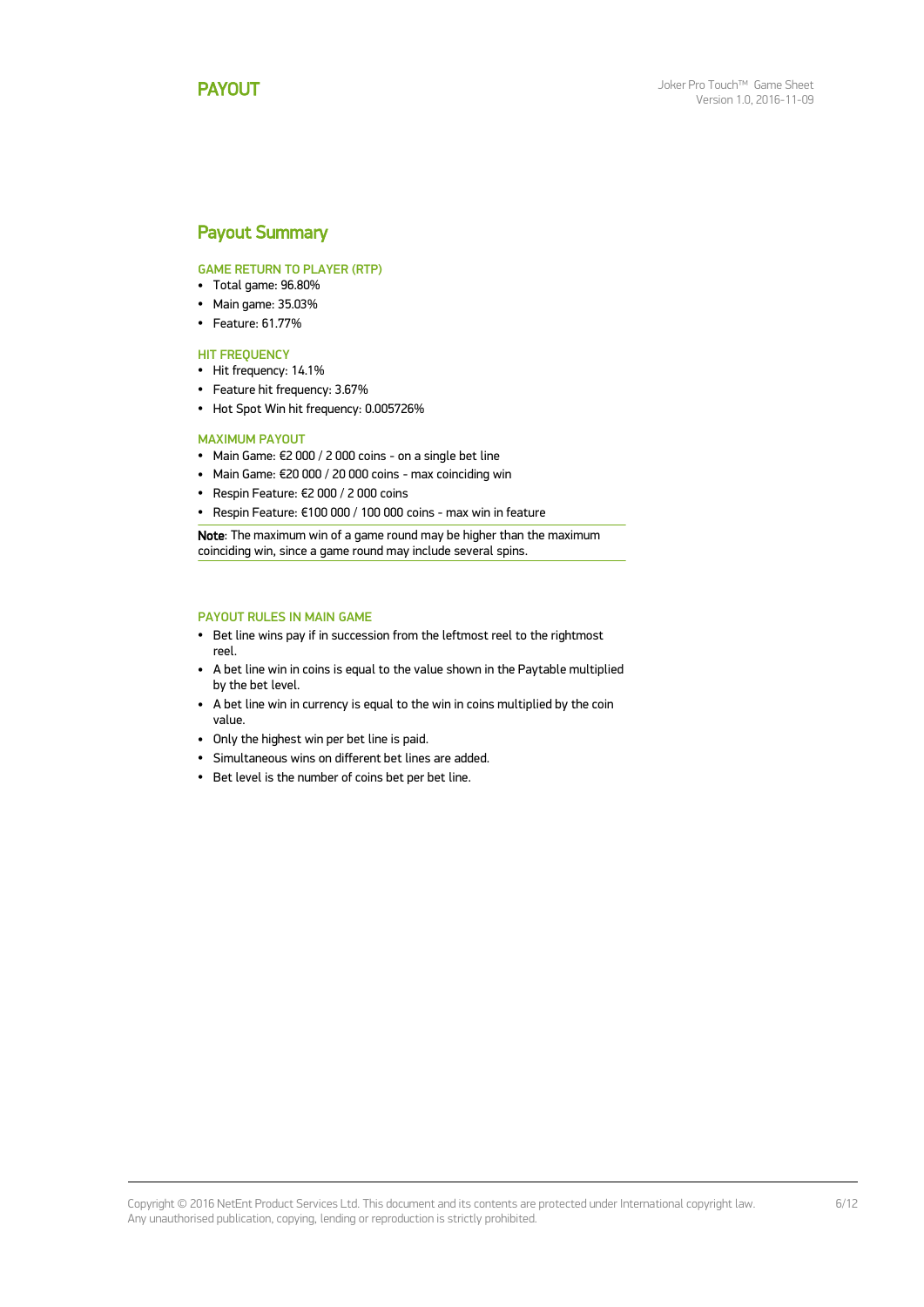# PAYOUT

## Payout Summary

### GAME RETURN TO PLAYER (RTP)

- Total game: 96.80%
- Main game: 35.03%
- Feature: 61.77%

### HIT FREQUENCY

- Hit frequency: 14.1%
- Feature hit frequency: 3.67%
- Hot Spot Win hit frequency: 0.005726%

### MAXIMUM PAYOUT

- Main Game: €2 000 / 2 000 coins - on a single bet line
- Main Game: €20 000 / 20 000 coins - max coinciding win
- Respin Feature: €2 000 / 2 000 coins
- Respin Feature: €100 000 / 100 000 coins - max win in feature

**Note**: The maximum win of a game round may be higher than the maximum coinciding win, since a game round may include several spins.

### PAYOUT RULES IN MAIN GAME

- Bet line wins pay if in succession from the leftmost reel to the rightmost reel.
- A bet line win in coins is equal to the value shown in the Paytable multiplied by the bet level.
- A bet line win in currency is equal to the win in coins multiplied by the coin value.
- Only the highest win per bet line is paid.
- Simultaneous wins on different bet lines are added.
- Bet level is the number of coins bet per bet line.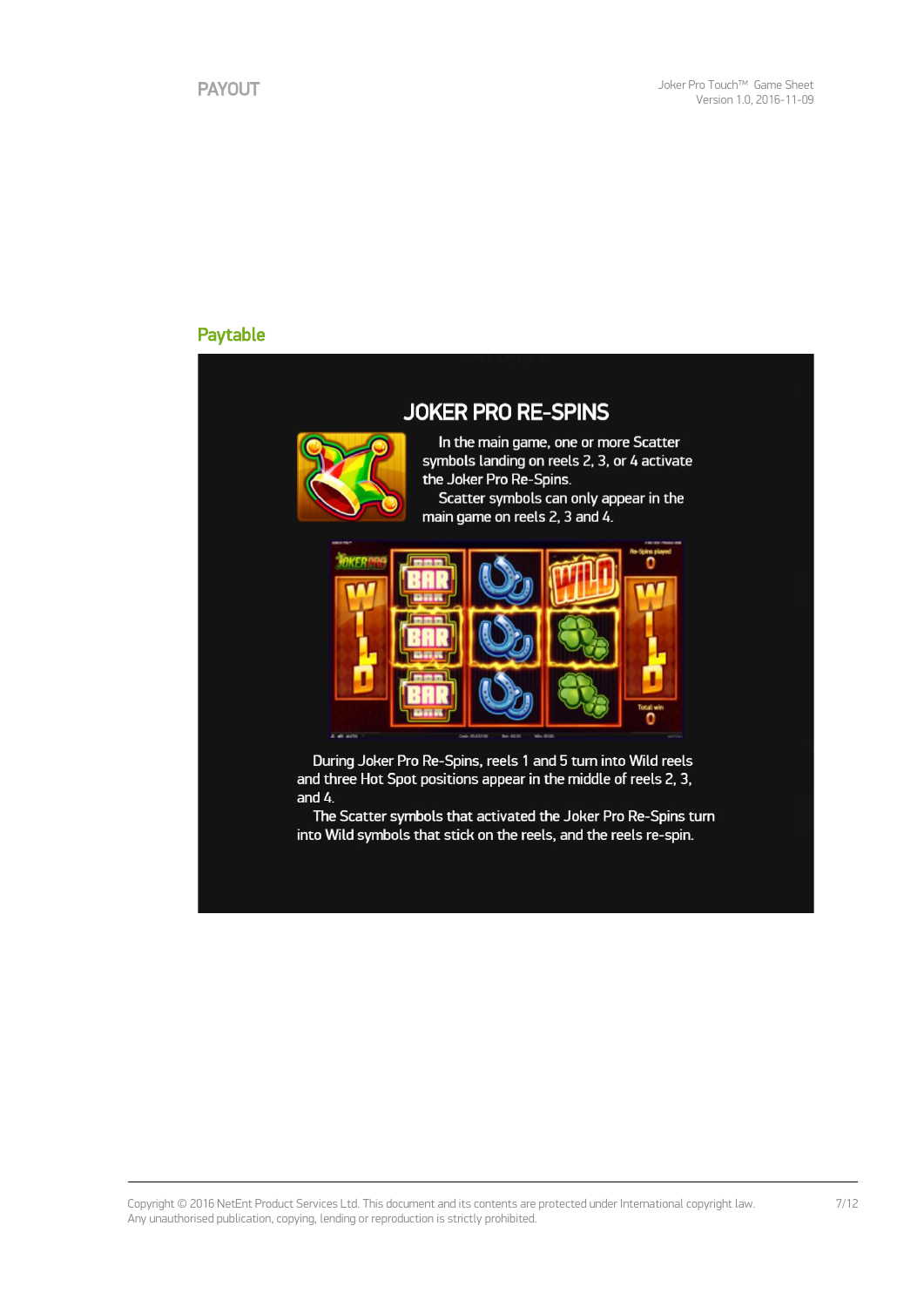## Paytable

### JOKER PRO RE-SPINS

In the main game, one or more Scatter symbols landing on reels 2, 3, or 4 activate the Joker Pro Re-Spins.

Scatter symbols can only appear in the main game on reels 2, 3 and 4.

During Joker Pro Re-Spins, reels 1 and 5 turn into Wild reels and three Hot Spot positions appear in the middle of reels 2, 3, and 4.

The Scatter symbols that activated the Joker Pro Re-Spins turn into Wild symbols that stick on the reels, and the reels re-spin.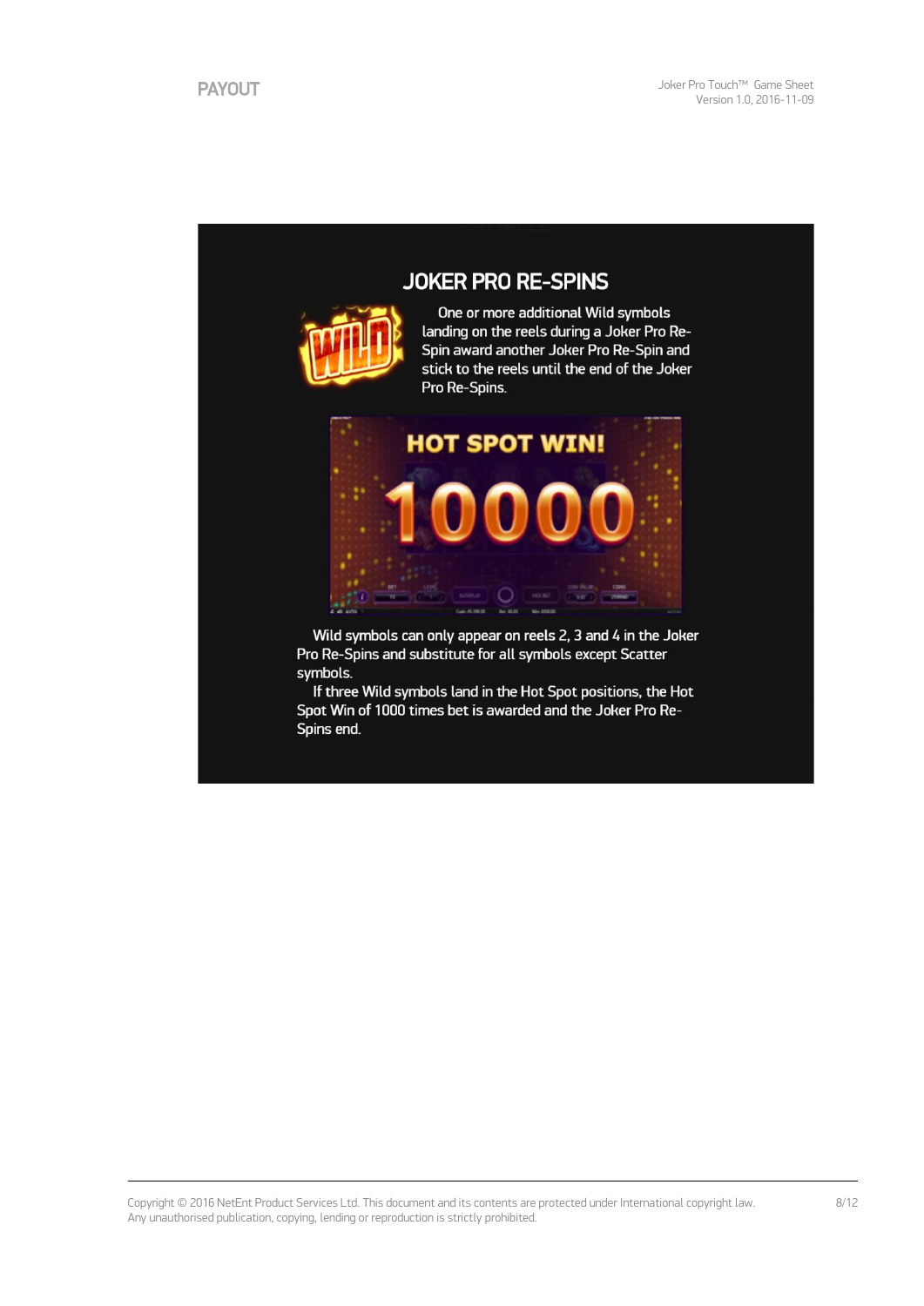# PAYOUT

## JOKER PRO RE-SPINS

One or more additional Wild symbols landing on the reels during a Joker Pro Re-Spin award another Joker Pro Re-Spin and stick to the reels until the end of the Joker Pro Re-Spins.

Wild symbols can only appear on reels 2, 3 and 4 in the Joker Pro Re-Spins and substitute for all symbols except Scatter symbols.

If three Wild symbols land in the Hot Spot positions, the Hot Spot Win of 1000 times bet is awarded and the Joker Pro Re-Spins end.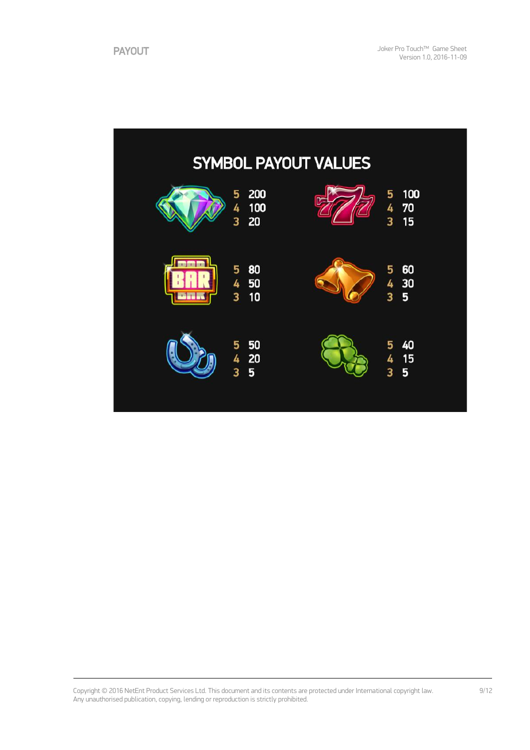# PAYOUT

## SYMBOL PAYOUT VALUES

| Symbol | 5 | 4 | 3 |
|---|---|---|---|
| Diamond | 200 | 100 | 20 |
| 777 | 100 | 70 | 15 |
| BAR | 80 | 50 | 10 |
| Bell | 60 | 30 | 5 |
| Horseshoe | 50 | 20 | 5 |
| Clover | 40 | 15 | 5 |

Copyright © 2016 NetEnt Product Services Ltd. This document and its contents are protected under International copyright law. Any unauthorised publication, copying, lending or reproduction is strictly prohibited.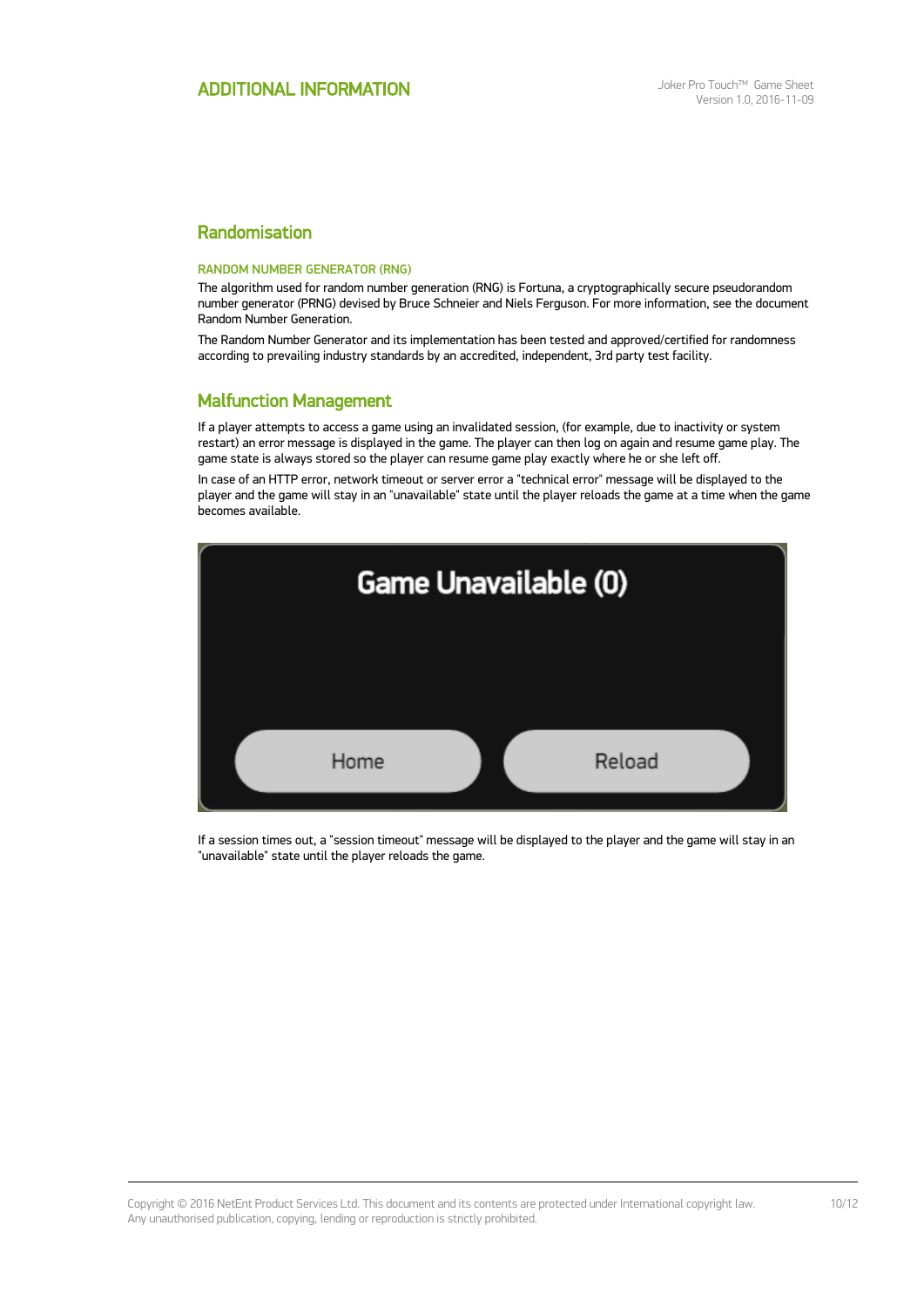# ADDITIONAL INFORMATION

## Randomisation

### RANDOM NUMBER GENERATOR (RNG)

The algorithm used for random number generation (RNG) is Fortuna, a cryptographically secure pseudorandom number generator (PRNG) devised by Bruce Schneier and Niels Ferguson. For more information, see the document Random Number Generation.

The Random Number Generator and its implementation has been tested and approved/certified for randomness according to prevailing industry standards by an accredited, independent, 3rd party test facility.

## Malfunction Management

If a player attempts to access a game using an invalidated session, (for example, due to inactivity or system restart) an error message is displayed in the game. The player can then log on again and resume game play. The game state is always stored so the player can resume game play exactly where he or she left off.

In case of an HTTP error, network timeout or server error a "technical error" message will be displayed to the player and the game will stay in an "unavailable" state until the player reloads the game at a time when the game becomes available.

If a session times out, a "session timeout" message will be displayed to the player and the game will stay in an "unavailable" state until the player reloads the game.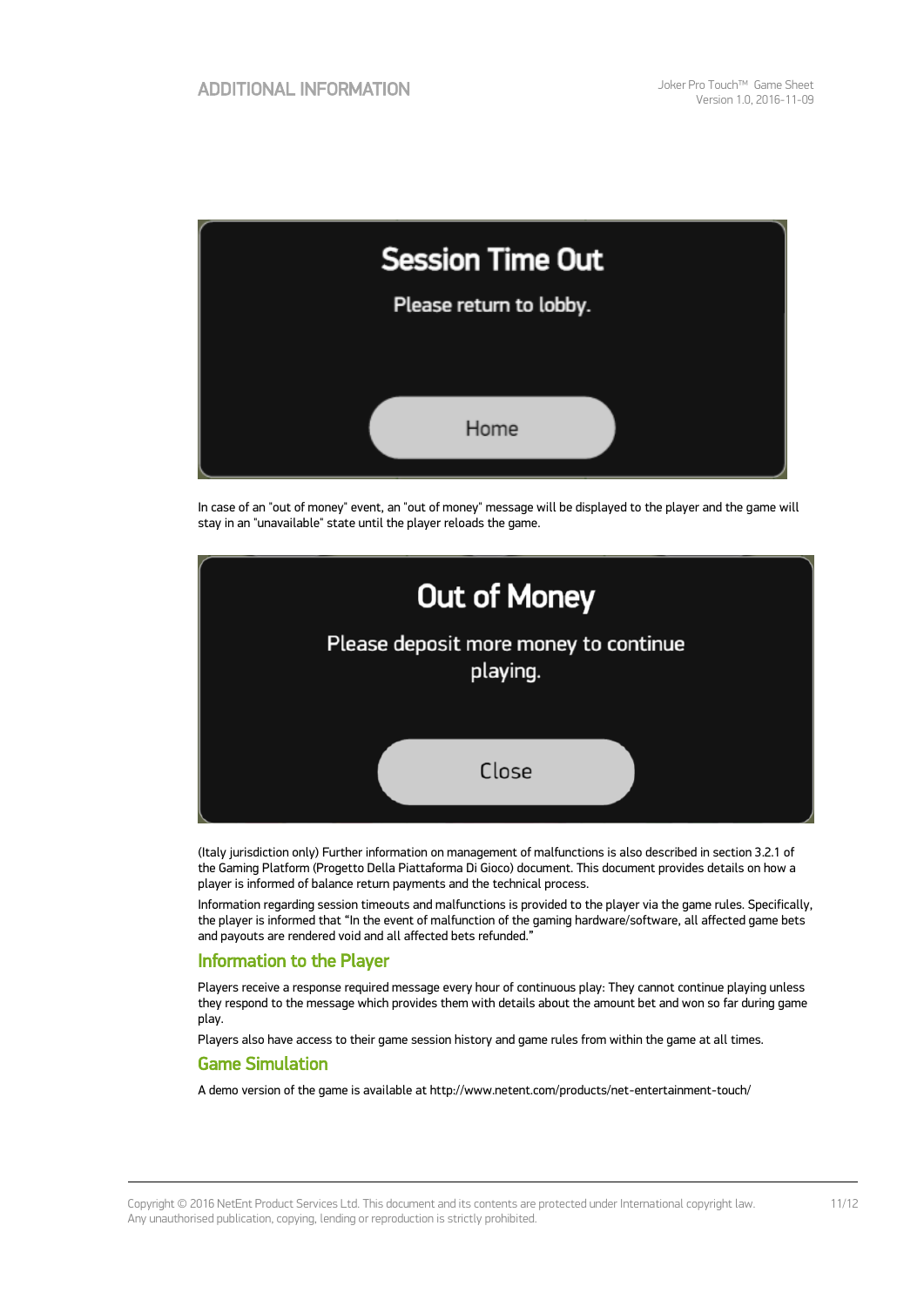Session Time Out

Please return to lobby.

Home

In case of an "out of money" event, an "out of money" message will be displayed to the player and the game will stay in an "unavailable" state until the player reloads the game.

Out of Money

Please deposit more money to continue playing.

Close

(Italy jurisdiction only) Further information on management of malfunctions is also described in section 3.2.1 of the Gaming Platform (Progetto Della Piattaforma Di Gioco) document. This document provides details on how a player is informed of balance return payments and the technical process.

Information regarding session timeouts and malfunctions is provided to the player via the game rules. Specifically, the player is informed that "In the event of malfunction of the gaming hardware/software, all affected game bets and payouts are rendered void and all affected bets refunded."

## Information to the Player

Players receive a response required message every hour of continuous play: They cannot continue playing unless they respond to the message which provides them with details about the amount bet and won so far during game play.

Players also have access to their game session history and game rules from within the game at all times.

## Game Simulation

A demo version of the game is available at http://www.netent.com/products/net-entertainment-touch/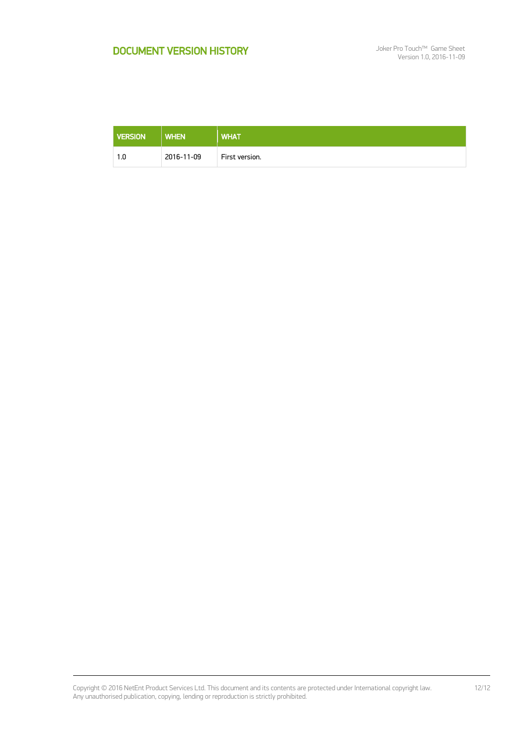## DOCUMENT VERSION HISTORY

| VERSION | WHEN | WHAT |
|---|---|---|
| 1.0 | 2016-11-09 | First version. |